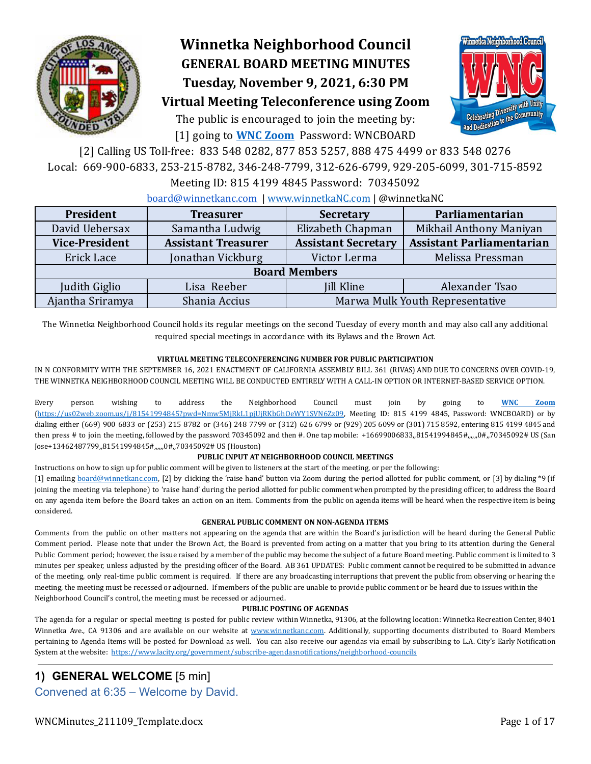# Winnetka Neighborhood Council

## GENERAL BOARD MEETING MINUTES

## Tuesday, November 9, 2021, 6:30 PM

## Virtual Meeting Teleconference using Zoom

The public is encouraged to join the meeting by:

[1] going to **WNC Zoom** Password: WNCBOARD

[2] Calling US Toll-free: 833 548 0282, 877 853 5257, 888 475 4499 or 833 548 0276

Local: 669-900-6833, 253-215-8782, 346-248-7799, 312-626-6799, 929-205-6099, 301-715-8592

Meeting ID: 815 4199 4845 Password: 70345092

board@winnetkanc.com | www.winnetkaNC.com | @winnetkaNC

| President | Treasurer | Secretary | Parliamentarian |
|---|---|---|---|
| David Uebersax | Samantha Ludwig | Elizabeth Chapman | Mikhail Anthony Maniyan |
| **Vice-President** | **Assistant Treasurer** | **Assistant Secretary** | **Assistant Parliamentarian** |
| Erick Lace | Jonathan Vickburg | Victor Lerma | Melissa Pressman |
| **Board Members** | | | |
| Judith Giglio | Lisa Reeber | Jill Kline | Alexander Tsao |
| Ajantha Sriramya | Shania Accius | Marwa Mulk Youth Representative | |

The Winnetka Neighborhood Council holds its regular meetings on the second Tuesday of every month and may also call any additional required special meetings in accordance with its Bylaws and the Brown Act.

**VIRTUAL MEETING TELECONFERENCING NUMBER FOR PUBLIC PARTICIPATION**

IN N CONFORMITY WITH THE SEPTEMBER 16, 2021 ENACTMENT OF CALIFORNIA ASSEMBLY BILL 361 (RIVAS) AND DUE TO CONCERNS OVER COVID-19, THE WINNETKA NEIGHBORHOOD COUNCIL MEETING WILL BE CONDUCTED ENTIRELY WITH A CALL-IN OPTION OR INTERNET-BASED SERVICE OPTION.

Every person wishing to address the Neighborhood Council must join by going to **WNC Zoom** (https://us02web.zoom.us/j/81541994845?pwd=Nmw5MjRkL1pjUjRKbGhOeWY1SVN6Zz09, Meeting ID: 815 4199 4845, Password: WNCBOARD) or by dialing either (669) 900 6833 or (253) 215 8782 or (346) 248 7799 or (312) 626 6799 or (929) 205 6099 or (301) 715 8592, entering 815 4199 4845 and then press # to join the meeting, followed by the password 70345092 and then #. One tap mobile: +16699006833,,81541994845#,,,,,,0#,,70345092# US (San Jose+13462487799,,81541994845#,,,,,,0#,,70345092# US (Houston)

**PUBLIC INPUT AT NEIGHBORHOOD COUNCIL MEETINGS**

Instructions on how to sign up for public comment will be given to listeners at the start of the meeting, or per the following:
[1] emailing board@winnetkanc.com, [2] by clicking the 'raise hand' button via Zoom during the period allotted for public comment, or [3] by dialing *9 (if joining the meeting via telephone) to 'raise hand' during the period allotted for public comment when prompted by the presiding officer, to address the Board on any agenda item before the Board takes an action on an item. Comments from the public on agenda items will be heard when the respective item is being considered.

**GENERAL PUBLIC COMMENT ON NON-AGENDA ITEMS**

Comments from the public on other matters not appearing on the agenda that are within the Board's jurisdiction will be heard during the General Public Comment period. Please note that under the Brown Act, the Board is prevented from acting on a matter that you bring to its attention during the General Public Comment period; however, the issue raised by a member of the public may become the subject of a future Board meeting. Public comment is limited to 3 minutes per speaker, unless adjusted by the presiding officer of the Board. AB 361 UPDATES: Public comment cannot be required to be submitted in advance of the meeting, only real-time public comment is required. If there are any broadcasting interruptions that prevent the public from observing or hearing the meeting, the meeting must be recessed or adjourned. If members of the public are unable to provide public comment or be heard due to issues within the Neighborhood Council's control, the meeting must be recessed or adjourned.

**PUBLIC POSTING OF AGENDAS**

The agenda for a regular or special meeting is posted for public review within Winnetka, 91306, at the following location: Winnetka Recreation Center, 8401 Winnetka Ave., CA 91306 and are available on our website at www.winnetkanc.com. Additionally, supporting documents distributed to Board Members pertaining to Agenda Items will be posted for Download as well. You can also receive our agendas via email by subscribing to L.A. City's Early Notification System at the website: https://www.lacity.org/government/subscribe-agendasnotifications/neighborhood-councils

## 1) GENERAL WELCOME [5 min]

Convened at 6:35 – Welcome by David.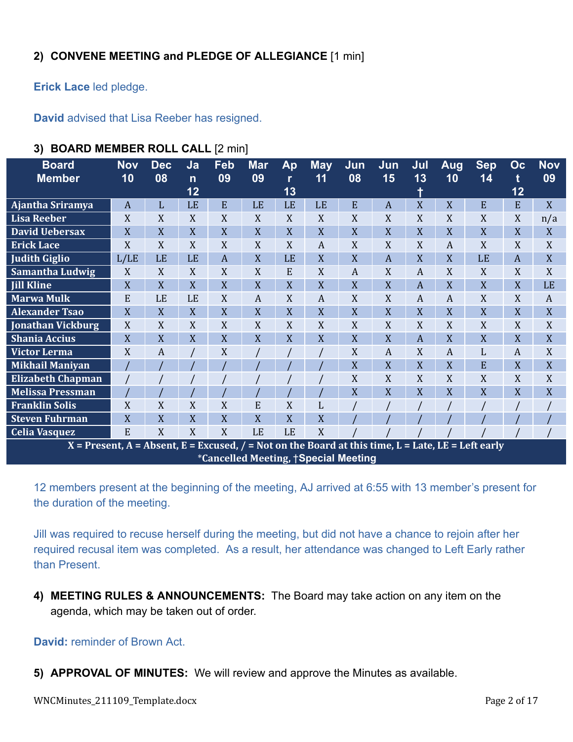2) **CONVENE MEETING and PLEDGE OF ALLEGIANCE** [1 min]

**Erick Lace** led pledge.

**David** advised that Lisa Reeber has resigned.

3) **BOARD MEMBER ROLL CALL** [2 min]

| Board Member | Nov 10 | Dec 08 | Jan 12 | Feb 09 | Mar 09 | Apr 13 | May 11 | Jun 08 | Jun 15 | Jul 13 † | Aug 10 | Sep 14 | Oct 12 | Nov 09 |
|---|---|---|---|---|---|---|---|---|---|---|---|---|---|---|
| Ajantha Sriramya | A | L | LE | E | LE | LE | LE | E | A | X | X | E | E | X |
| Lisa Reeber | X | X | X | X | X | X | X | X | X | X | X | X | X | n/a |
| David Uebersax | X | X | X | X | X | X | X | X | X | X | X | X | X | X |
| Erick Lace | X | X | X | X | X | X | A | X | X | X | A | X | X | X |
| Judith Giglio | L/LE | LE | LE | A | X | LE | X | X | A | X | X | LE | A | X |
| Samantha Ludwig | X | X | X | X | X | E | X | A | X | A | X | X | X | X |
| Jill Kline | X | X | X | X | X | X | X | X | X | A | X | X | X | LE |
| Marwa Mulk | E | LE | LE | X | A | X | A | X | X | A | A | X | X | A |
| Alexander Tsao | X | X | X | X | X | X | X | X | X | X | X | X | X | X |
| Jonathan Vickburg | X | X | X | X | X | X | X | X | X | X | X | X | X | X |
| Shania Accius | X | X | X | X | X | X | X | X | X | A | X | X | X | X |
| Victor Lerma | X | A | / | X | / | / | / | X | A | X | A | L | A | X |
| Mikhail Maniyan | / | / | / | / | / | / | / | X | X | X | X | E | X | X |
| Elizabeth Chapman | / | / | / | / | / | / | / | X | X | X | X | X | X | X |
| Melissa Pressman | / | / | / | / | / | / | / | X | X | X | X | X | X | X |
| Franklin Solis | X | X | X | X | E | X | L | / | / | / | / | / | / | / |
| Steven Fuhrman | X | X | X | X | X | X | X | / | / | / | / | / | / | / |
| Celia Vasquez | E | X | X | X | LE | LE | X | / | / | / | / | / | / | / |

X = Present, A = Absent, E = Excused, / = Not on the Board at this time, L = Late, LE = Left early
*Cancelled Meeting, †Special Meeting

12 members present at the beginning of the meeting, AJ arrived at 6:55 with 13 member's present for the duration of the meeting.

Jill was required to recuse herself during the meeting, but did not have a chance to rejoin after her required recusal item was completed. As a result, her attendance was changed to Left Early rather than Present.

4) **MEETING RULES & ANNOUNCEMENTS:** The Board may take action on any item on the agenda, which may be taken out of order.

**David:** reminder of Brown Act.

5) **APPROVAL OF MINUTES:** We will review and approve the Minutes as available.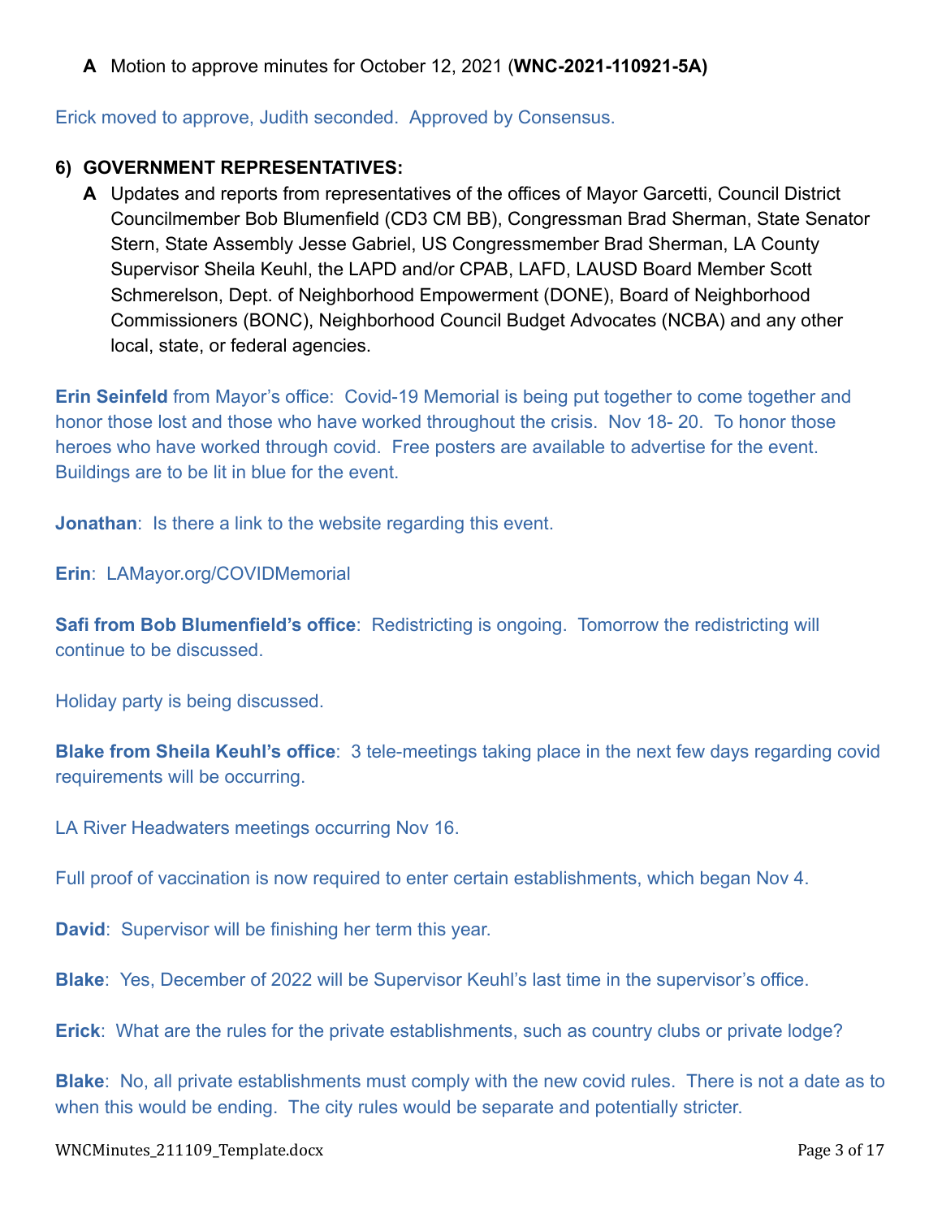**A** Motion to approve minutes for October 12, 2021 (**WNC-2021-110921-5A)**

Erick moved to approve, Judith seconded. Approved by Consensus.

**6) GOVERNMENT REPRESENTATIVES:**

**A** Updates and reports from representatives of the offices of Mayor Garcetti, Council District Councilmember Bob Blumenfield (CD3 CM BB), Congressman Brad Sherman, State Senator Stern, State Assembly Jesse Gabriel, US Congressmember Brad Sherman, LA County Supervisor Sheila Keuhl, the LAPD and/or CPAB, LAFD, LAUSD Board Member Scott Schmerelson, Dept. of Neighborhood Empowerment (DONE), Board of Neighborhood Commissioners (BONC), Neighborhood Council Budget Advocates (NCBA) and any other local, state, or federal agencies.

**Erin Seinfeld** from Mayor's office: Covid-19 Memorial is being put together to come together and honor those lost and those who have worked throughout the crisis. Nov 18- 20. To honor those heroes who have worked through covid. Free posters are available to advertise for the event. Buildings are to be lit in blue for the event.

**Jonathan**: Is there a link to the website regarding this event.

**Erin**: LAMayor.org/COVIDMemorial

**Safi from Bob Blumenfield's office**: Redistricting is ongoing. Tomorrow the redistricting will continue to be discussed.

Holiday party is being discussed.

**Blake from Sheila Keuhl's office**: 3 tele-meetings taking place in the next few days regarding covid requirements will be occurring.

LA River Headwaters meetings occurring Nov 16.

Full proof of vaccination is now required to enter certain establishments, which began Nov 4.

**David**: Supervisor will be finishing her term this year.

**Blake**: Yes, December of 2022 will be Supervisor Keuhl's last time in the supervisor's office.

**Erick**: What are the rules for the private establishments, such as country clubs or private lodge?

**Blake**: No, all private establishments must comply with the new covid rules. There is not a date as to when this would be ending. The city rules would be separate and potentially stricter.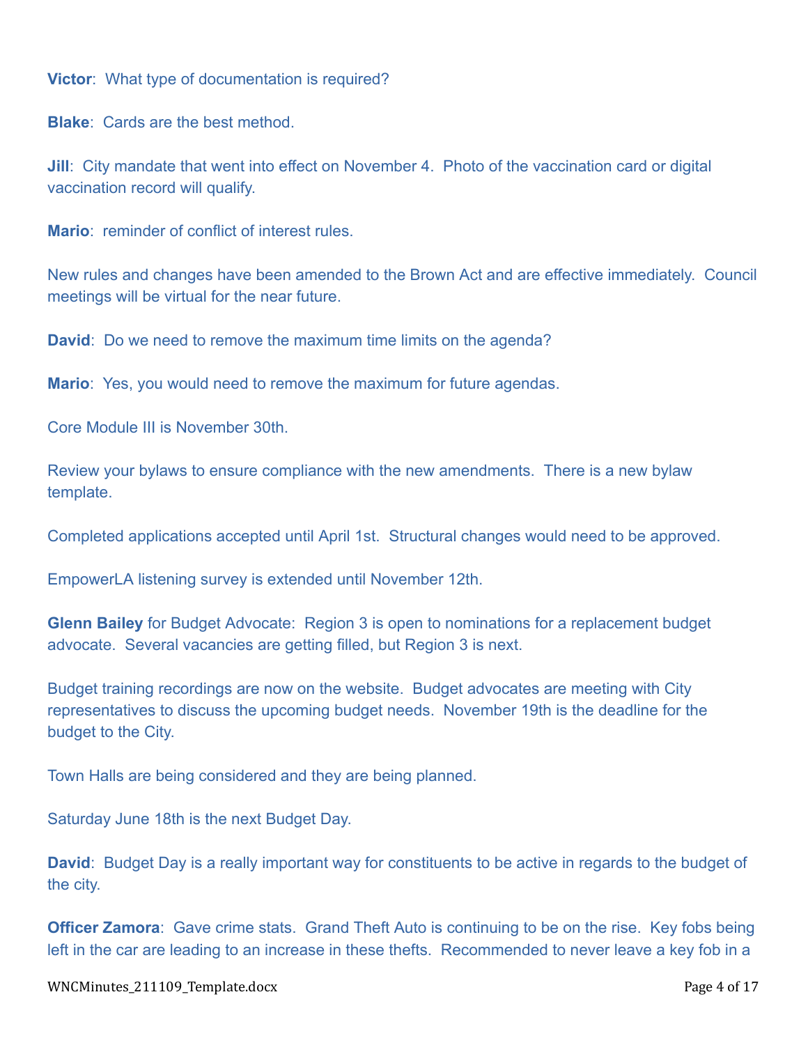**Victor**: What type of documentation is required?

**Blake**: Cards are the best method.

**Jill**: City mandate that went into effect on November 4. Photo of the vaccination card or digital vaccination record will qualify.

**Mario**: reminder of conflict of interest rules.

New rules and changes have been amended to the Brown Act and are effective immediately. Council meetings will be virtual for the near future.

**David**: Do we need to remove the maximum time limits on the agenda?

**Mario**: Yes, you would need to remove the maximum for future agendas.

Core Module III is November 30th.

Review your bylaws to ensure compliance with the new amendments. There is a new bylaw template.

Completed applications accepted until April 1st. Structural changes would need to be approved.

EmpowerLA listening survey is extended until November 12th.

**Glenn Bailey** for Budget Advocate: Region 3 is open to nominations for a replacement budget advocate. Several vacancies are getting filled, but Region 3 is next.

Budget training recordings are now on the website. Budget advocates are meeting with City representatives to discuss the upcoming budget needs. November 19th is the deadline for the budget to the City.

Town Halls are being considered and they are being planned.

Saturday June 18th is the next Budget Day.

**David**: Budget Day is a really important way for constituents to be active in regards to the budget of the city.

**Officer Zamora**: Gave crime stats. Grand Theft Auto is continuing to be on the rise. Key fobs being left in the car are leading to an increase in these thefts. Recommended to never leave a key fob in a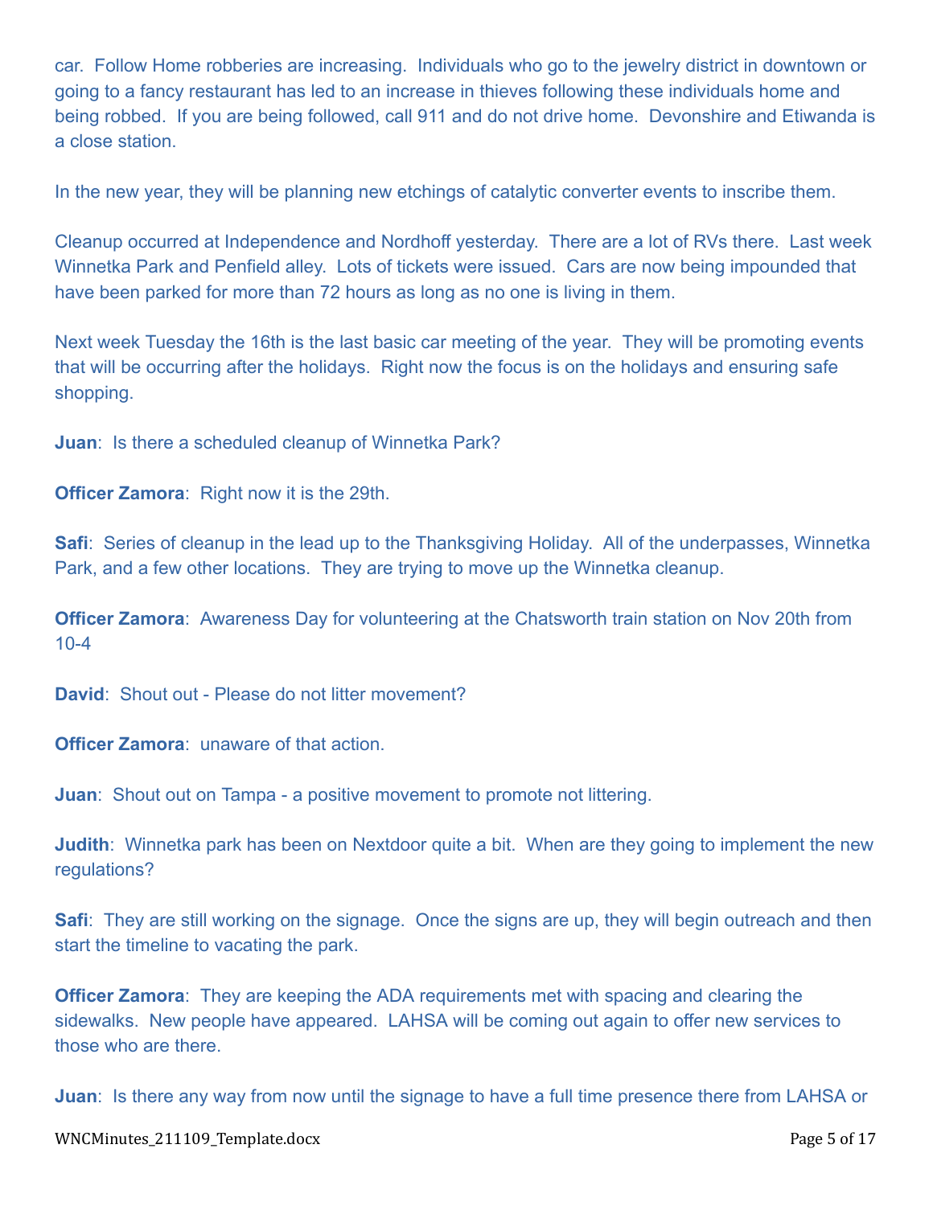car. Follow Home robberies are increasing. Individuals who go to the jewelry district in downtown or going to a fancy restaurant has led to an increase in thieves following these individuals home and being robbed. If you are being followed, call 911 and do not drive home. Devonshire and Etiwanda is a close station.

In the new year, they will be planning new etchings of catalytic converter events to inscribe them.

Cleanup occurred at Independence and Nordhoff yesterday. There are a lot of RVs there. Last week Winnetka Park and Penfield alley. Lots of tickets were issued. Cars are now being impounded that have been parked for more than 72 hours as long as no one is living in them.

Next week Tuesday the 16th is the last basic car meeting of the year. They will be promoting events that will be occurring after the holidays. Right now the focus is on the holidays and ensuring safe shopping.

**Juan**: Is there a scheduled cleanup of Winnetka Park?

**Officer Zamora**: Right now it is the 29th.

**Safi**: Series of cleanup in the lead up to the Thanksgiving Holiday. All of the underpasses, Winnetka Park, and a few other locations. They are trying to move up the Winnetka cleanup.

**Officer Zamora**: Awareness Day for volunteering at the Chatsworth train station on Nov 20th from 10-4

**David**: Shout out - Please do not litter movement?

**Officer Zamora**: unaware of that action.

**Juan**: Shout out on Tampa - a positive movement to promote not littering.

**Judith**: Winnetka park has been on Nextdoor quite a bit. When are they going to implement the new regulations?

**Safi**: They are still working on the signage. Once the signs are up, they will begin outreach and then start the timeline to vacating the park.

**Officer Zamora**: They are keeping the ADA requirements met with spacing and clearing the sidewalks. New people have appeared. LAHSA will be coming out again to offer new services to those who are there.

**Juan**: Is there any way from now until the signage to have a full time presence there from LAHSA or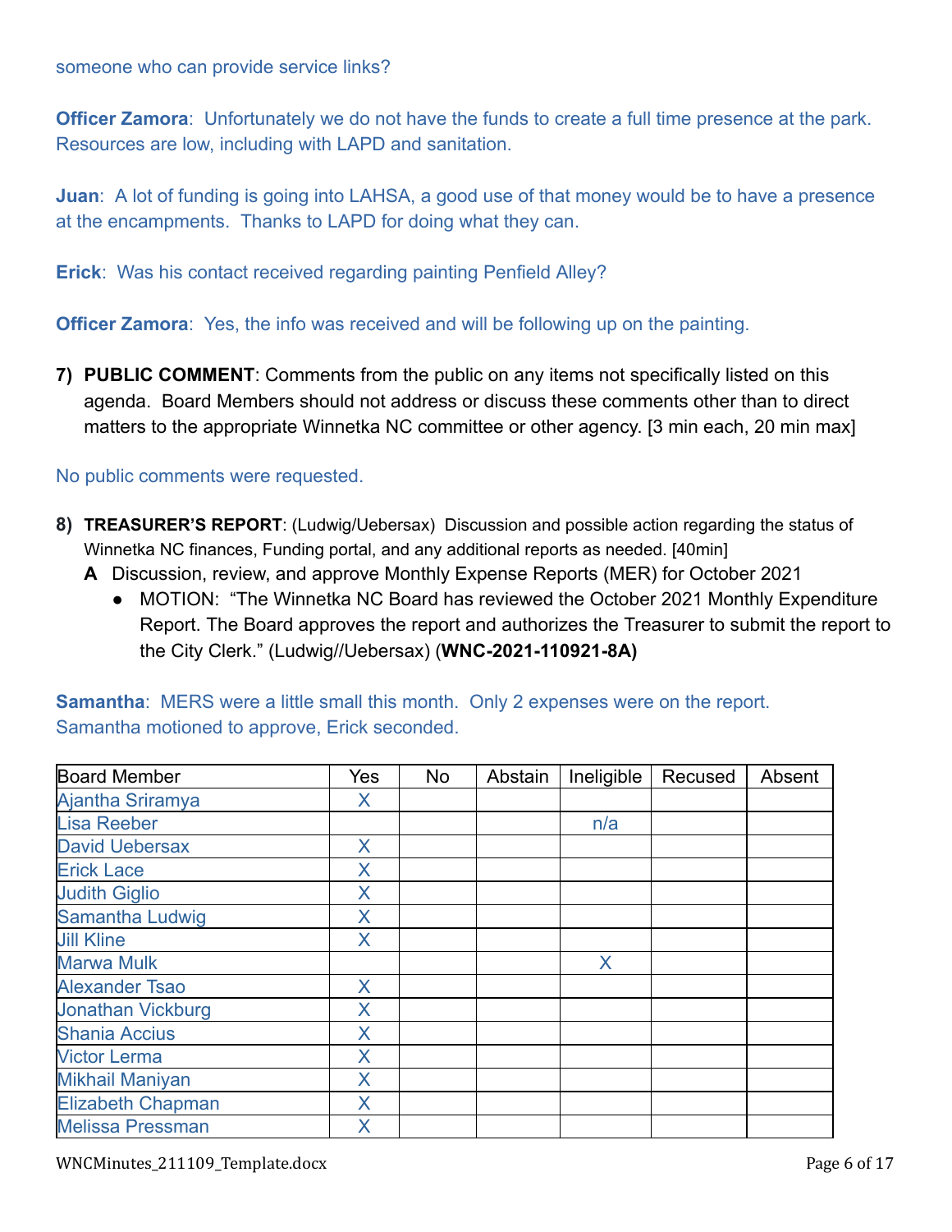someone who can provide service links?

**Officer Zamora**: Unfortunately we do not have the funds to create a full time presence at the park. Resources are low, including with LAPD and sanitation.

**Juan**: A lot of funding is going into LAHSA, a good use of that money would be to have a presence at the encampments. Thanks to LAPD for doing what they can.

**Erick**: Was his contact received regarding painting Penfield Alley?

**Officer Zamora**: Yes, the info was received and will be following up on the painting.

7) **PUBLIC COMMENT**: Comments from the public on any items not specifically listed on this agenda. Board Members should not address or discuss these comments other than to direct matters to the appropriate Winnetka NC committee or other agency. [3 min each, 20 min max]

No public comments were requested.

8) **TREASURER'S REPORT**: (Ludwig/Uebersax) Discussion and possible action regarding the status of Winnetka NC finances, Funding portal, and any additional reports as needed. [40min]

**A** Discussion, review, and approve Monthly Expense Reports (MER) for October 2021

- MOTION: "The Winnetka NC Board has reviewed the October 2021 Monthly Expenditure Report. The Board approves the report and authorizes the Treasurer to submit the report to the City Clerk." (Ludwig//Uebersax) (**WNC-2021-110921-8A)**

**Samantha**: MERS were a little small this month. Only 2 expenses were on the report. Samantha motioned to approve, Erick seconded.

| Board Member | Yes | No | Abstain | Ineligible | Recused | Absent |
|---|---|---|---|---|---|---|
| Ajantha Sriramya | X | | | | | |
| Lisa Reeber | | | | n/a | | |
| David Uebersax | X | | | | | |
| Erick Lace | X | | | | | |
| Judith Giglio | X | | | | | |
| Samantha Ludwig | X | | | | | |
| Jill Kline | X | | | | | |
| Marwa Mulk | | | | X | | |
| Alexander Tsao | X | | | | | |
| Jonathan Vickburg | X | | | | | |
| Shania Accius | X | | | | | |
| Victor Lerma | X | | | | | |
| Mikhail Maniyan | X | | | | | |
| Elizabeth Chapman | X | | | | | |
| Melissa Pressman | X | | | | | |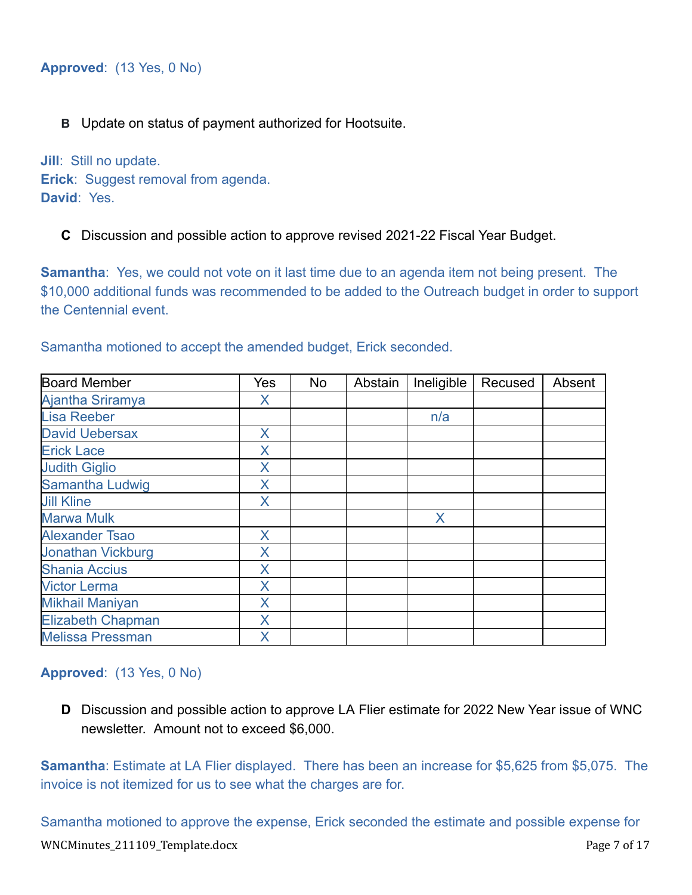**Approved**:  (13 Yes, 0 No)

**B** Update on status of payment authorized for Hootsuite.

**Jill**:  Still no update.
**Erick**:  Suggest removal from agenda.
**David**:  Yes.

**C** Discussion and possible action to approve revised 2021-22 Fiscal Year Budget.

**Samantha**:  Yes, we could not vote on it last time due to an agenda item not being present.  The $10,000 additional funds was recommended to be added to the Outreach budget in order to support the Centennial event.

Samantha motioned to accept the amended budget, Erick seconded.

| Board Member | Yes | No | Abstain | Ineligible | Recused | Absent |
|---|---|---|---|---|---|---|
| Ajantha Sriramya | X | | | | | |
| Lisa Reeber | | | | n/a | | |
| David Uebersax | X | | | | | |
| Erick Lace | X | | | | | |
| Judith Giglio | X | | | | | |
| Samantha Ludwig | X | | | | | |
| Jill Kline | X | | | | | |
| Marwa Mulk | | | | X | | |
| Alexander Tsao | X | | | | | |
| Jonathan Vickburg | X | | | | | |
| Shania Accius | X | | | | | |
| Victor Lerma | X | | | | | |
| Mikhail Maniyan | X | | | | | |
| Elizabeth Chapman | X | | | | | |
| Melissa Pressman | X | | | | | |

**Approved**:  (13 Yes, 0 No)

**D** Discussion and possible action to approve LA Flier estimate for 2022 New Year issue of WNC newsletter.  Amount not to exceed $6,000.

**Samantha**: Estimate at LA Flier displayed.  There has been an increase for $5,625 from $5,075.  The invoice is not itemized for us to see what the charges are for.

Samantha motioned to approve the expense, Erick seconded the estimate and possible expense for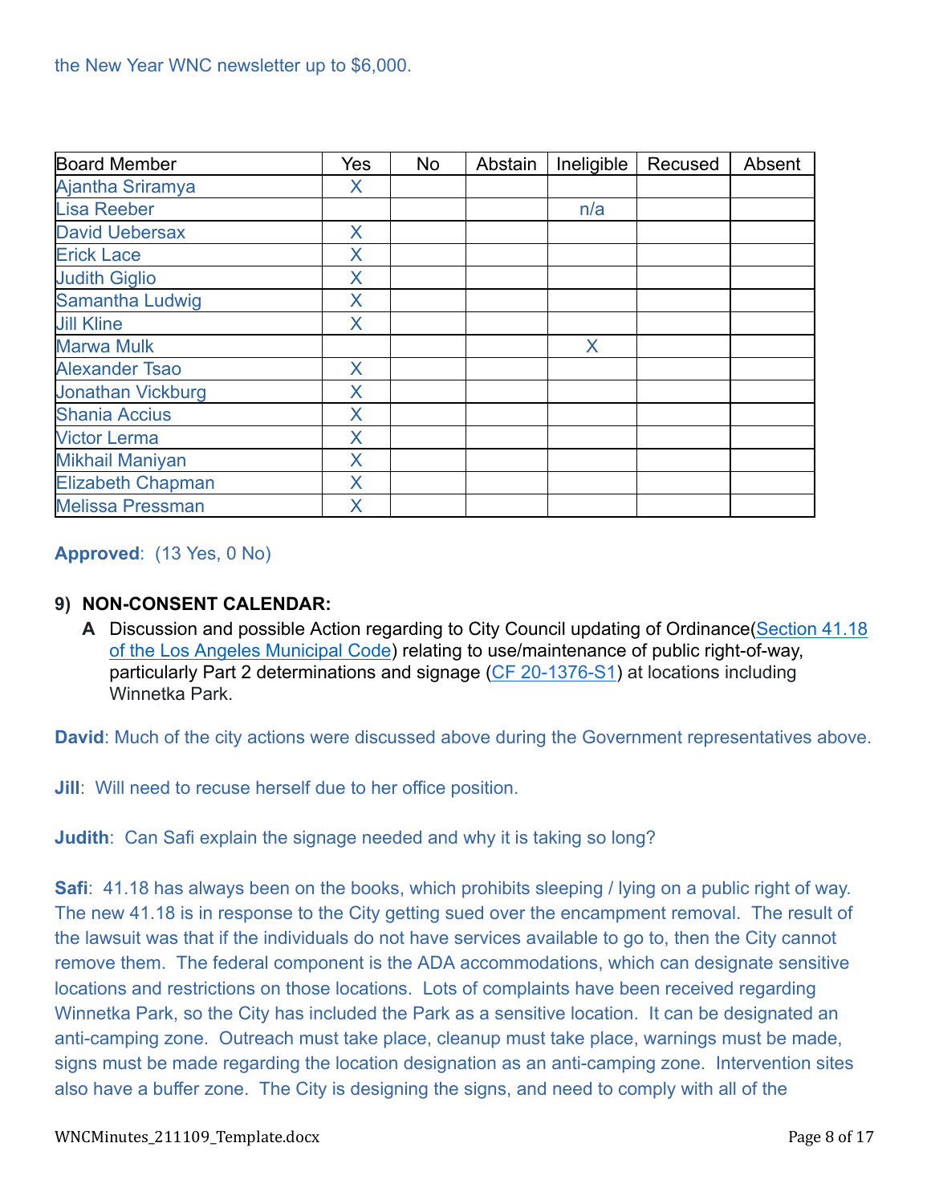the New Year WNC newsletter up to $6,000.

| Board Member | Yes | No | Abstain | Ineligible | Recused | Absent |
|---|---|---|---|---|---|---|
| Ajantha Sriramya | X | | | | | |
| Lisa Reeber | | | | n/a | | |
| David Uebersax | X | | | | | |
| Erick Lace | X | | | | | |
| Judith Giglio | X | | | | | |
| Samantha Ludwig | X | | | | | |
| Jill Kline | X | | | | | |
| Marwa Mulk | | | | X | | |
| Alexander Tsao | X | | | | | |
| Jonathan Vickburg | X | | | | | |
| Shania Accius | X | | | | | |
| Victor Lerma | X | | | | | |
| Mikhail Maniyan | X | | | | | |
| Elizabeth Chapman | X | | | | | |
| Melissa Pressman | X | | | | | |

**Approved**: (13 Yes, 0 No)

**9) NON-CONSENT CALENDAR:**

**A** Discussion and possible Action regarding to City Council updating of Ordinance(Section 41.18 of the Los Angeles Municipal Code) relating to use/maintenance of public right-of-way, particularly Part 2 determinations and signage (CF 20-1376-S1) at locations including Winnetka Park.

**David**: Much of the city actions were discussed above during the Government representatives above.

**Jill**: Will need to recuse herself due to her office position.

**Judith**: Can Safi explain the signage needed and why it is taking so long?

**Safi**: 41.18 has always been on the books, which prohibits sleeping / lying on a public right of way. The new 41.18 is in response to the City getting sued over the encampment removal. The result of the lawsuit was that if the individuals do not have services available to go to, then the City cannot remove them. The federal component is the ADA accommodations, which can designate sensitive locations and restrictions on those locations. Lots of complaints have been received regarding Winnetka Park, so the City has included the Park as a sensitive location. It can be designated an anti-camping zone. Outreach must take place, cleanup must take place, warnings must be made, signs must be made regarding the location designation as an anti-camping zone. Intervention sites also have a buffer zone. The City is designing the signs, and need to comply with all of the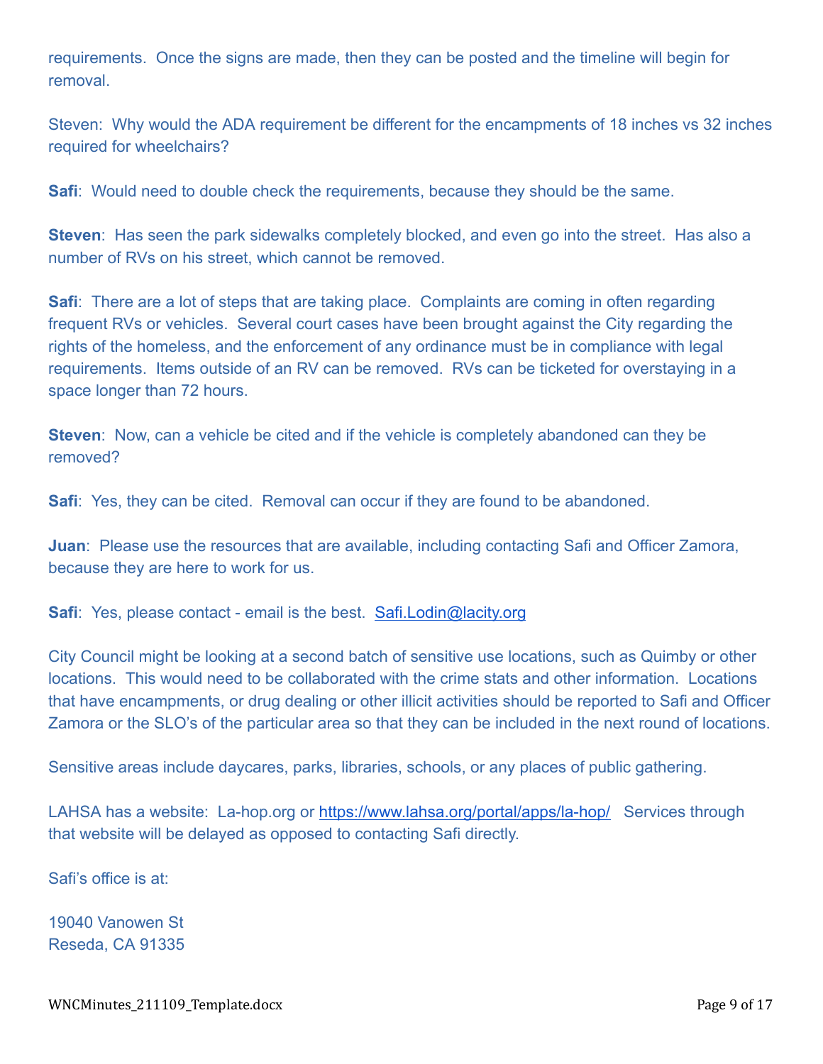requirements. Once the signs are made, then they can be posted and the timeline will begin for removal.

Steven: Why would the ADA requirement be different for the encampments of 18 inches vs 32 inches required for wheelchairs?

**Safi**: Would need to double check the requirements, because they should be the same.

**Steven**: Has seen the park sidewalks completely blocked, and even go into the street. Has also a number of RVs on his street, which cannot be removed.

**Safi**: There are a lot of steps that are taking place. Complaints are coming in often regarding frequent RVs or vehicles. Several court cases have been brought against the City regarding the rights of the homeless, and the enforcement of any ordinance must be in compliance with legal requirements. Items outside of an RV can be removed. RVs can be ticketed for overstaying in a space longer than 72 hours.

**Steven**: Now, can a vehicle be cited and if the vehicle is completely abandoned can they be removed?

**Safi**: Yes, they can be cited. Removal can occur if they are found to be abandoned.

**Juan**: Please use the resources that are available, including contacting Safi and Officer Zamora, because they are here to work for us.

**Safi**: Yes, please contact - email is the best. [Safi.Lodin@lacity.org](mailto:Safi.Lodin@lacity.org)

City Council might be looking at a second batch of sensitive use locations, such as Quimby or other locations. This would need to be collaborated with the crime stats and other information. Locations that have encampments, or drug dealing or other illicit activities should be reported to Safi and Officer Zamora or the SLO's of the particular area so that they can be included in the next round of locations.

Sensitive areas include daycares, parks, libraries, schools, or any places of public gathering.

LAHSA has a website: La-hop.org or [https://www.lahsa.org/portal/apps/la-hop/](https://www.lahsa.org/portal/apps/la-hop/) Services through that website will be delayed as opposed to contacting Safi directly.

Safi's office is at:

19040 Vanowen St
Reseda, CA 91335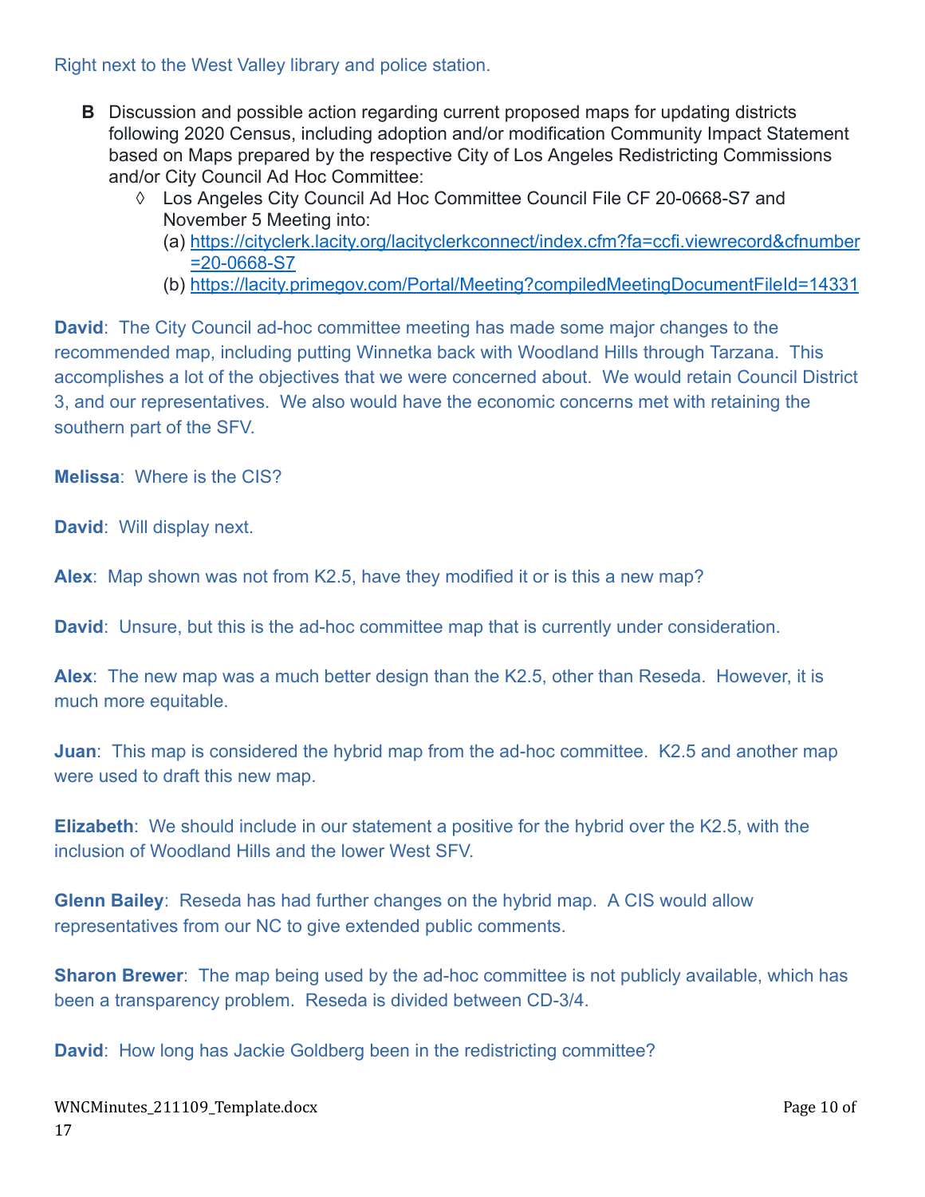Right next to the West Valley library and police station.

**B** Discussion and possible action regarding current proposed maps for updating districts following 2020 Census, including adoption and/or modification Community Impact Statement based on Maps prepared by the respective City of Los Angeles Redistricting Commissions and/or City Council Ad Hoc Committee:

◊ Los Angeles City Council Ad Hoc Committee Council File CF 20-0668-S7 and November 5 Meeting into:

(a) https://cityclerk.lacity.org/lacityclerkconnect/index.cfm?fa=ccfi.viewrecord&cfnumber=20-0668-S7

(b) https://lacity.primegov.com/Portal/Meeting?compiledMeetingDocumentFileId=14331

**David**: The City Council ad-hoc committee meeting has made some major changes to the recommended map, including putting Winnetka back with Woodland Hills through Tarzana. This accomplishes a lot of the objectives that we were concerned about. We would retain Council District 3, and our representatives. We also would have the economic concerns met with retaining the southern part of the SFV.

**Melissa**: Where is the CIS?

**David**: Will display next.

**Alex**: Map shown was not from K2.5, have they modified it or is this a new map?

**David**: Unsure, but this is the ad-hoc committee map that is currently under consideration.

**Alex**: The new map was a much better design than the K2.5, other than Reseda. However, it is much more equitable.

**Juan**: This map is considered the hybrid map from the ad-hoc committee. K2.5 and another map were used to draft this new map.

**Elizabeth**: We should include in our statement a positive for the hybrid over the K2.5, with the inclusion of Woodland Hills and the lower West SFV.

**Glenn Bailey**: Reseda has had further changes on the hybrid map. A CIS would allow representatives from our NC to give extended public comments.

**Sharon Brewer**: The map being used by the ad-hoc committee is not publicly available, which has been a transparency problem. Reseda is divided between CD-3/4.

**David**: How long has Jackie Goldberg been in the redistricting committee?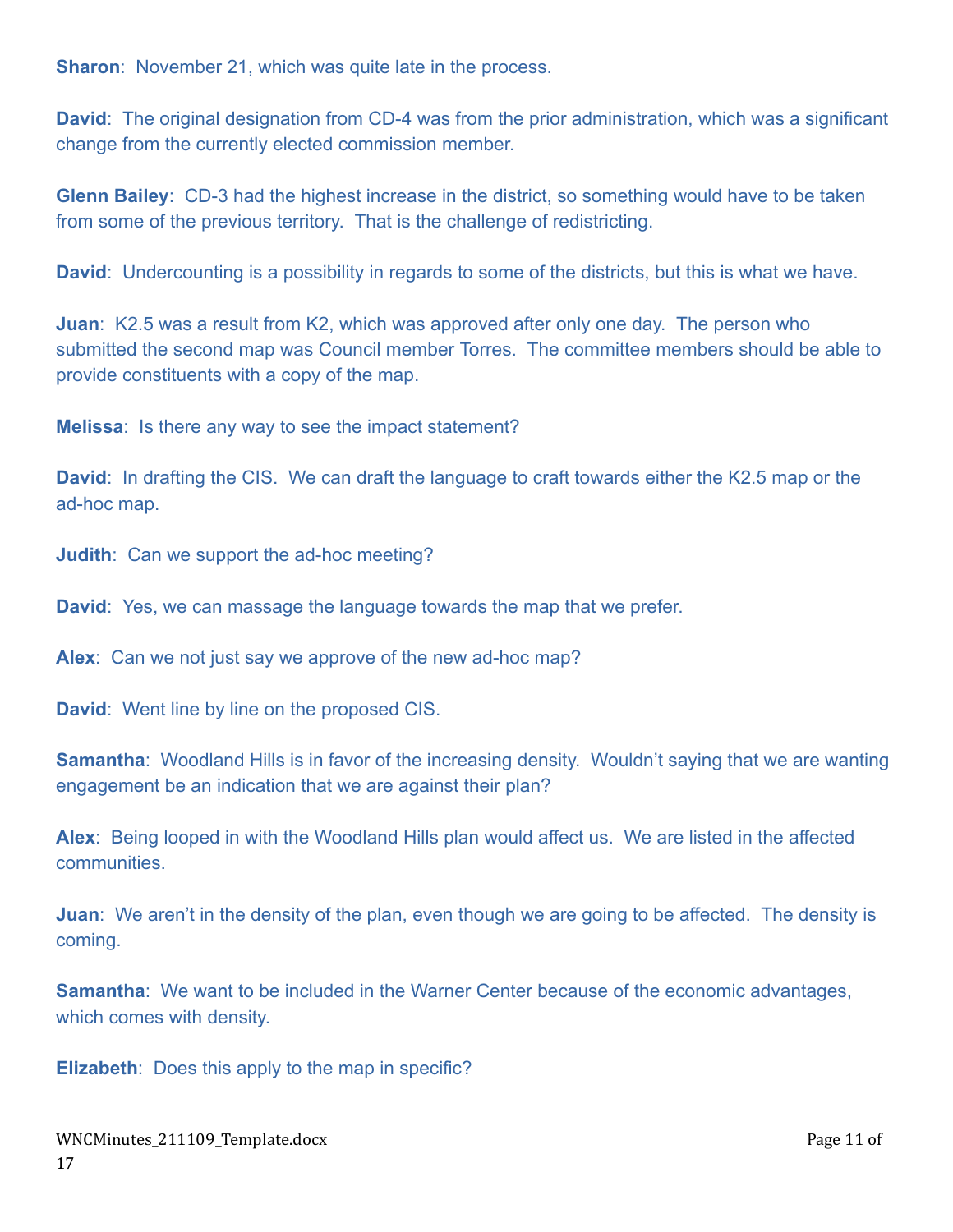**Sharon**: November 21, which was quite late in the process.

**David**: The original designation from CD-4 was from the prior administration, which was a significant change from the currently elected commission member.

**Glenn Bailey**: CD-3 had the highest increase in the district, so something would have to be taken from some of the previous territory. That is the challenge of redistricting.

**David**: Undercounting is a possibility in regards to some of the districts, but this is what we have.

**Juan**: K2.5 was a result from K2, which was approved after only one day. The person who submitted the second map was Council member Torres. The committee members should be able to provide constituents with a copy of the map.

**Melissa**: Is there any way to see the impact statement?

**David**: In drafting the CIS. We can draft the language to craft towards either the K2.5 map or the ad-hoc map.

**Judith**: Can we support the ad-hoc meeting?

**David**: Yes, we can massage the language towards the map that we prefer.

**Alex**: Can we not just say we approve of the new ad-hoc map?

**David**: Went line by line on the proposed CIS.

**Samantha**: Woodland Hills is in favor of the increasing density. Wouldn't saying that we are wanting engagement be an indication that we are against their plan?

**Alex**: Being looped in with the Woodland Hills plan would affect us. We are listed in the affected communities.

**Juan**: We aren't in the density of the plan, even though we are going to be affected. The density is coming.

**Samantha**: We want to be included in the Warner Center because of the economic advantages, which comes with density.

**Elizabeth**: Does this apply to the map in specific?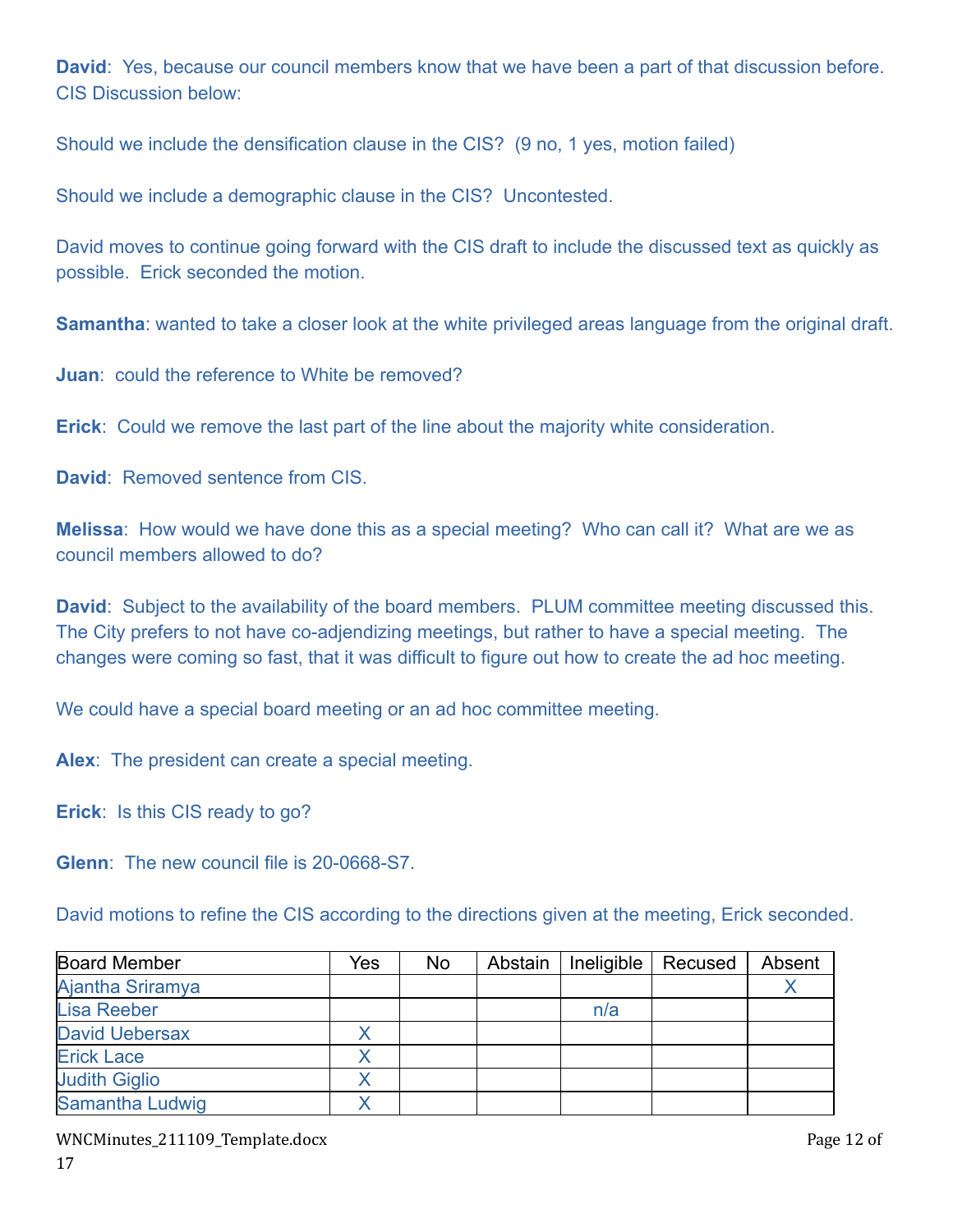**David**: Yes, because our council members know that we have been a part of that discussion before. CIS Discussion below:

Should we include the densification clause in the CIS? (9 no, 1 yes, motion failed)

Should we include a demographic clause in the CIS? Uncontested.

David moves to continue going forward with the CIS draft to include the discussed text as quickly as possible. Erick seconded the motion.

**Samantha**: wanted to take a closer look at the white privileged areas language from the original draft.

**Juan**: could the reference to White be removed?

**Erick**: Could we remove the last part of the line about the majority white consideration.

**David**: Removed sentence from CIS.

**Melissa**: How would we have done this as a special meeting? Who can call it? What are we as council members allowed to do?

**David**: Subject to the availability of the board members. PLUM committee meeting discussed this. The City prefers to not have co-adjendizing meetings, but rather to have a special meeting. The changes were coming so fast, that it was difficult to figure out how to create the ad hoc meeting.

We could have a special board meeting or an ad hoc committee meeting.

**Alex**: The president can create a special meeting.

**Erick**: Is this CIS ready to go?

**Glenn**: The new council file is 20-0668-S7.

David motions to refine the CIS according to the directions given at the meeting, Erick seconded.

| Board Member | Yes | No | Abstain | Ineligible | Recused | Absent |
|---|---|---|---|---|---|---|
| Ajantha Sriramya | | | | | | X |
| Lisa Reeber | | | | n/a | | |
| David Uebersax | X | | | | | |
| Erick Lace | X | | | | | |
| Judith Giglio | X | | | | | |
| Samantha Ludwig | X | | | | | |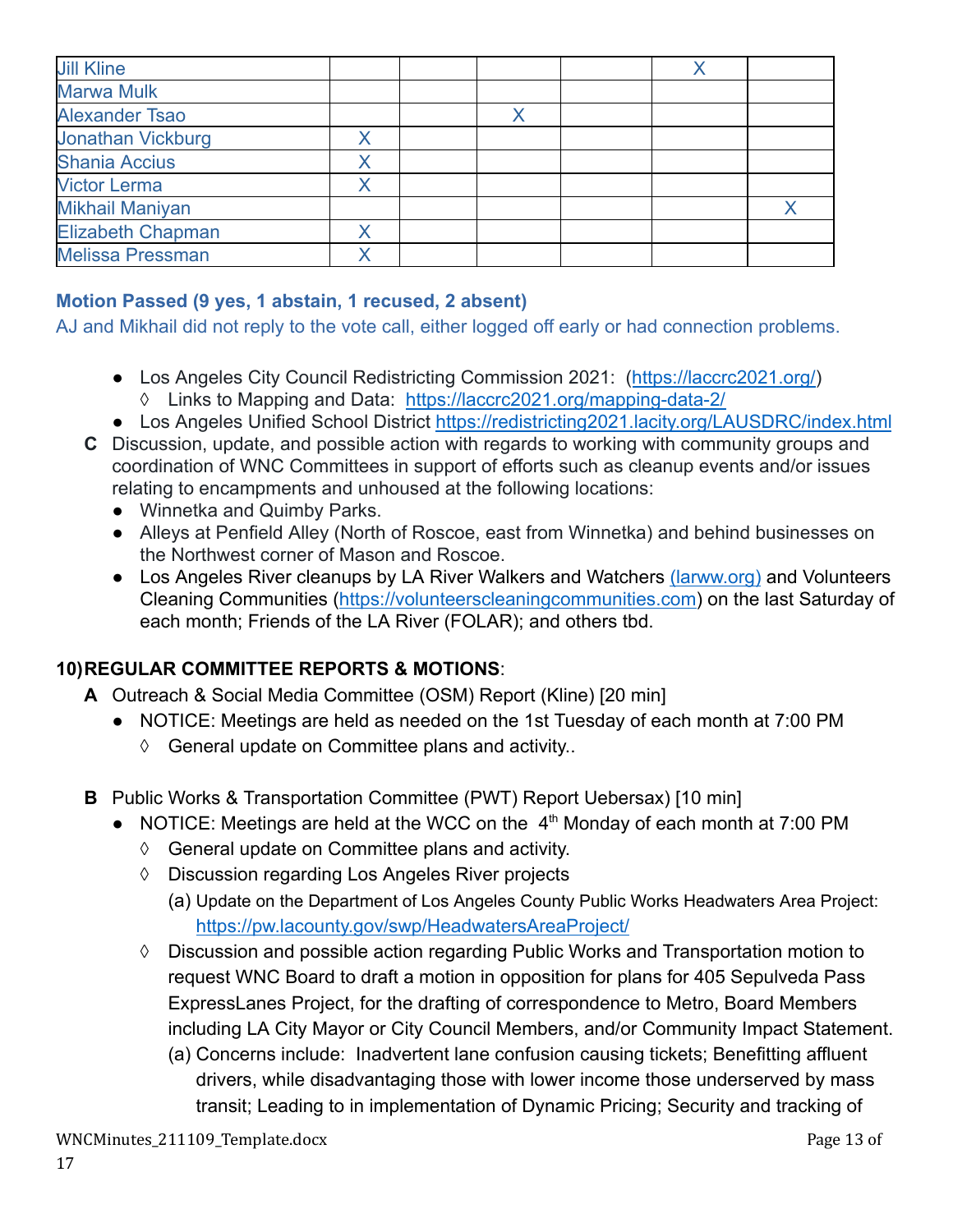| | | | | | | |
|---|---|---|---|---|---|---|
| Jill Kline | | | | | X | |
| Marwa Mulk | | | | | | |
| Alexander Tsao | | | X | | | |
| Jonathan Vickburg | X | | | | | |
| Shania Accius | X | | | | | |
| Victor Lerma | X | | | | | |
| Mikhail Maniyan | | | | | | X |
| Elizabeth Chapman | X | | | | | |
| Melissa Pressman | X | | | | | |

**Motion Passed (9 yes, 1 abstain, 1 recused, 2 absent)**

AJ and Mikhail did not reply to the vote call, either logged off early or had connection problems.

- Los Angeles City Council Redistricting Commission 2021: (https://laccrc2021.org/)
  - ◊ Links to Mapping and Data: https://laccrc2021.org/mapping-data-2/
- Los Angeles Unified School District https://redistricting2021.lacity.org/LAUSDRC/index.html

**C** Discussion, update, and possible action with regards to working with community groups and coordination of WNC Committees in support of efforts such as cleanup events and/or issues relating to encampments and unhoused at the following locations:

- Winnetka and Quimby Parks.
- Alleys at Penfield Alley (North of Roscoe, east from Winnetka) and behind businesses on the Northwest corner of Mason and Roscoe.
- Los Angeles River cleanups by LA River Walkers and Watchers (larww.org) and Volunteers Cleaning Communities (https://volunteerscleaningcommunities.com) on the last Saturday of each month; Friends of the LA River (FOLAR); and others tbd.

**10) REGULAR COMMITTEE REPORTS & MOTIONS**:

**A** Outreach & Social Media Committee (OSM) Report (Kline) [20 min]

- NOTICE: Meetings are held as needed on the 1st Tuesday of each month at 7:00 PM
  - ◊ General update on Committee plans and activity..

**B** Public Works & Transportation Committee (PWT) Report Uebersax) [10 min]

- NOTICE: Meetings are held at the WCC on the 4th Monday of each month at 7:00 PM
  - ◊ General update on Committee plans and activity.
  - ◊ Discussion regarding Los Angeles River projects
    - (a) Update on the Department of Los Angeles County Public Works Headwaters Area Project: https://pw.lacounty.gov/swp/HeadwatersAreaProject/
  - ◊ Discussion and possible action regarding Public Works and Transportation motion to request WNC Board to draft a motion in opposition for plans for 405 Sepulveda Pass ExpressLanes Project, for the drafting of correspondence to Metro, Board Members including LA City Mayor or City Council Members, and/or Community Impact Statement.
    - (a) Concerns include: Inadvertent lane confusion causing tickets; Benefitting affluent drivers, while disadvantaging those with lower income those underserved by mass transit; Leading to in implementation of Dynamic Pricing; Security and tracking of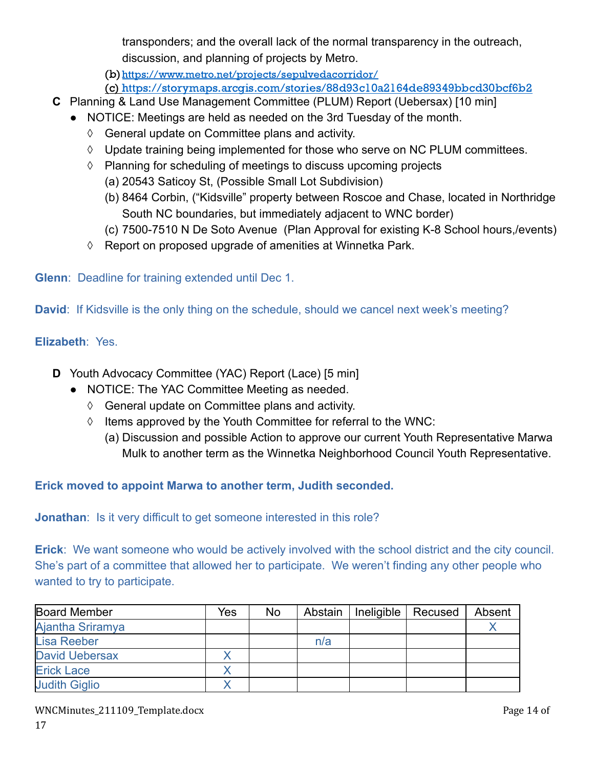transponders; and the overall lack of the normal transparency in the outreach, discussion, and planning of projects by Metro.

(b) https://www.metro.net/projects/sepulvedacorridor/

(c) https://storymaps.arcgis.com/stories/88d93c10a2164de89349bbcd30bcf6b2

**C** Planning & Land Use Management Committee (PLUM) Report (Uebersax) [10 min]

- NOTICE: Meetings are held as needed on the 3rd Tuesday of the month.
  - ◊ General update on Committee plans and activity.
  - ◊ Update training being implemented for those who serve on NC PLUM committees.
  - ◊ Planning for scheduling of meetings to discuss upcoming projects
    - (a) 20543 Saticoy St, (Possible Small Lot Subdivision)
    - (b) 8464 Corbin, ("Kidsville" property between Roscoe and Chase, located in Northridge South NC boundaries, but immediately adjacent to WNC border)
    - (c) 7500-7510 N De Soto Avenue (Plan Approval for existing K-8 School hours,/events)
  - ◊ Report on proposed upgrade of amenities at Winnetka Park.

**Glenn**: Deadline for training extended until Dec 1.

**David**: If Kidsville is the only thing on the schedule, should we cancel next week's meeting?

**Elizabeth**: Yes.

**D** Youth Advocacy Committee (YAC) Report (Lace) [5 min]

- NOTICE: The YAC Committee Meeting as needed.
  - ◊ General update on Committee plans and activity.
  - ◊ Items approved by the Youth Committee for referral to the WNC:
    - (a) Discussion and possible Action to approve our current Youth Representative Marwa Mulk to another term as the Winnetka Neighborhood Council Youth Representative.

**Erick moved to appoint Marwa to another term, Judith seconded.**

**Jonathan**: Is it very difficult to get someone interested in this role?

**Erick**: We want someone who would be actively involved with the school district and the city council. She's part of a committee that allowed her to participate. We weren't finding any other people who wanted to try to participate.

| Board Member | Yes | No | Abstain | Ineligible | Recused | Absent |
|---|---|---|---|---|---|---|
| Ajantha Sriramya | | | | | | X |
| Lisa Reeber | | | n/a | | | |
| David Uebersax | X | | | | | |
| Erick Lace | X | | | | | |
| Judith Giglio | X | | | | | |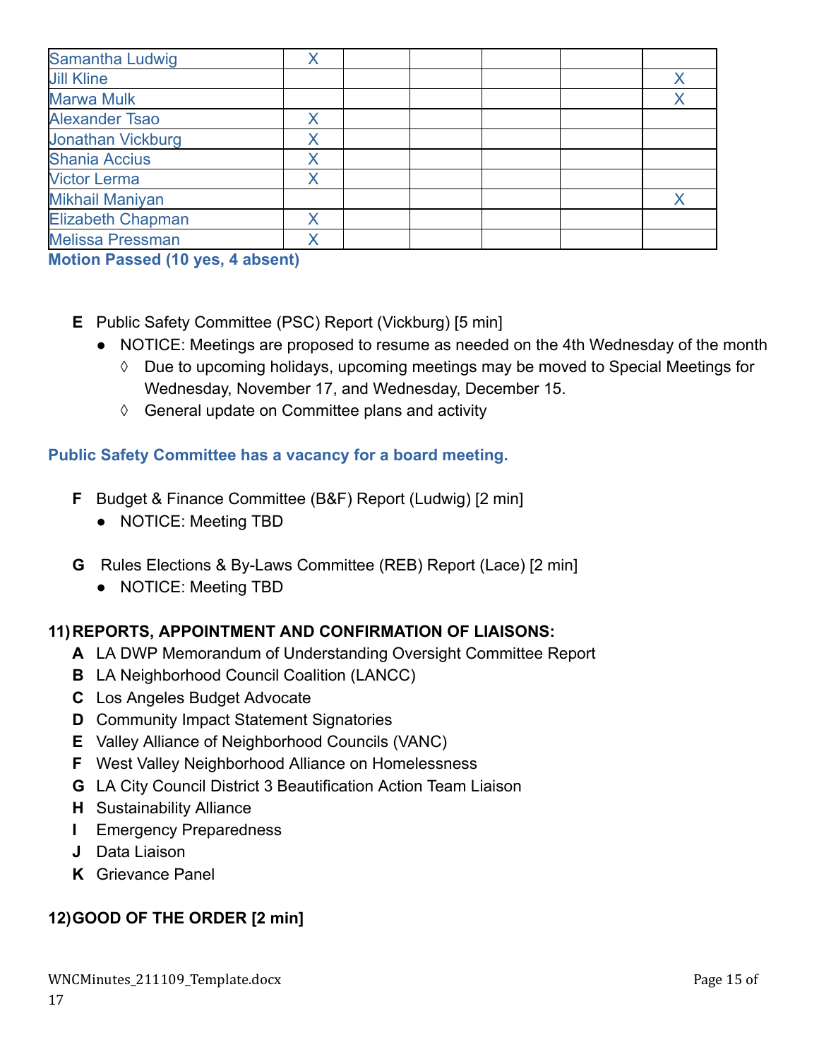| | | | | | | |
|---|---|---|---|---|---|---|
| Samantha Ludwig | X | | | | | |
| Jill Kline | | | | | | X |
| Marwa Mulk | | | | | | X |
| Alexander Tsao | X | | | | | |
| Jonathan Vickburg | X | | | | | |
| Shania Accius | X | | | | | |
| Victor Lerma | X | | | | | |
| Mikhail Maniyan | | | | | | X |
| Elizabeth Chapman | X | | | | | |
| Melissa Pressman | X | | | | | |

**Motion Passed (10 yes, 4 absent)**

**E** Public Safety Committee (PSC) Report (Vickburg) [5 min]

- NOTICE: Meetings are proposed to resume as needed on the 4th Wednesday of the month
  - ◊ Due to upcoming holidays, upcoming meetings may be moved to Special Meetings for Wednesday, November 17, and Wednesday, December 15.
  - ◊ General update on Committee plans and activity

**Public Safety Committee has a vacancy for a board meeting.**

**F** Budget & Finance Committee (B&F) Report (Ludwig) [2 min]

- NOTICE: Meeting TBD

**G** Rules Elections & By-Laws Committee (REB) Report (Lace) [2 min]

- NOTICE: Meeting TBD

**11) REPORTS, APPOINTMENT AND CONFIRMATION OF LIAISONS:**

**A** LA DWP Memorandum of Understanding Oversight Committee Report
**B** LA Neighborhood Council Coalition (LANCC)
**C** Los Angeles Budget Advocate
**D** Community Impact Statement Signatories
**E** Valley Alliance of Neighborhood Councils (VANC)
**F** West Valley Neighborhood Alliance on Homelessness
**G** LA City Council District 3 Beautification Action Team Liaison
**H** Sustainability Alliance
**I** Emergency Preparedness
**J** Data Liaison
**K** Grievance Panel

**12) GOOD OF THE ORDER [2 min]**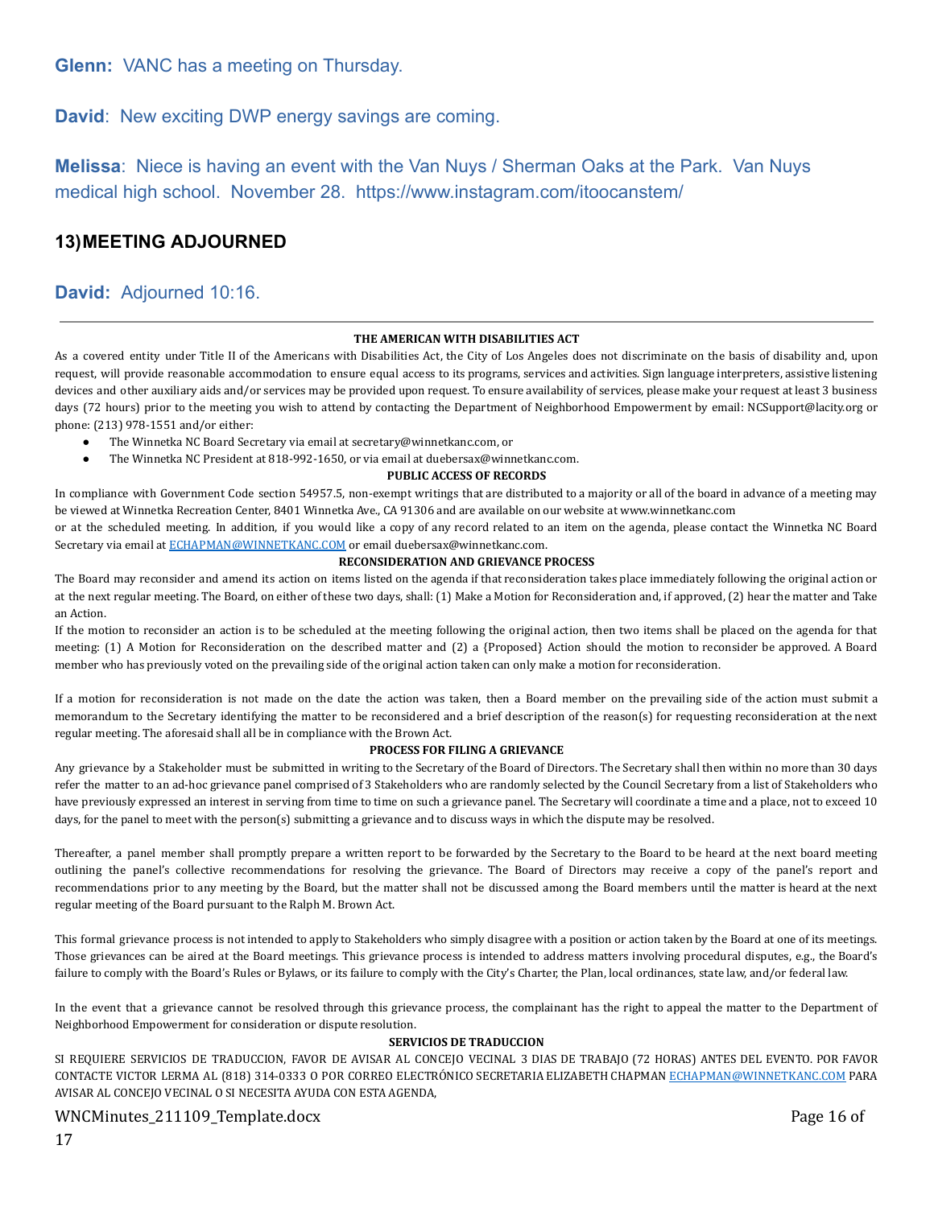**Glenn:** VANC has a meeting on Thursday.

**David**: New exciting DWP energy savings are coming.

**Melissa**: Niece is having an event with the Van Nuys / Sherman Oaks at the Park. Van Nuys medical high school. November 28. https://www.instagram.com/itoocanstem/

## 13) MEETING ADJOURNED

**David:** Adjourned 10:16.

---

**THE AMERICAN WITH DISABILITIES ACT**

As a covered entity under Title II of the Americans with Disabilities Act, the City of Los Angeles does not discriminate on the basis of disability and, upon request, will provide reasonable accommodation to ensure equal access to its programs, services and activities. Sign language interpreters, assistive listening devices and other auxiliary aids and/or services may be provided upon request. To ensure availability of services, please make your request at least 3 business days (72 hours) prior to the meeting you wish to attend by contacting the Department of Neighborhood Empowerment by email: NCSupport@lacity.org or phone: (213) 978-1551 and/or either:

- The Winnetka NC Board Secretary via email at secretary@winnetkanc.com, or
- The Winnetka NC President at 818-992-1650, or via email at duebersax@winnetkanc.com.

**PUBLIC ACCESS OF RECORDS**

In compliance with Government Code section 54957.5, non-exempt writings that are distributed to a majority or all of the board in advance of a meeting may be viewed at Winnetka Recreation Center, 8401 Winnetka Ave., CA 91306 and are available on our website at www.winnetkanc.com
or at the scheduled meeting. In addition, if you would like a copy of any record related to an item on the agenda, please contact the Winnetka NC Board Secretary via email at ECHAPMAN@WINNETKANC.COM or email duebersax@winnetkanc.com.

**RECONSIDERATION AND GRIEVANCE PROCESS**

The Board may reconsider and amend its action on items listed on the agenda if that reconsideration takes place immediately following the original action or at the next regular meeting. The Board, on either of these two days, shall: (1) Make a Motion for Reconsideration and, if approved, (2) hear the matter and Take an Action.

If the motion to reconsider an action is to be scheduled at the meeting following the original action, then two items shall be placed on the agenda for that meeting: (1) A Motion for Reconsideration on the described matter and (2) a {Proposed} Action should the motion to reconsider be approved. A Board member who has previously voted on the prevailing side of the original action taken can only make a motion for reconsideration.

If a motion for reconsideration is not made on the date the action was taken, then a Board member on the prevailing side of the action must submit a memorandum to the Secretary identifying the matter to be reconsidered and a brief description of the reason(s) for requesting reconsideration at the next regular meeting. The aforesaid shall all be in compliance with the Brown Act.

**PROCESS FOR FILING A GRIEVANCE**

Any grievance by a Stakeholder must be submitted in writing to the Secretary of the Board of Directors. The Secretary shall then within no more than 30 days refer the matter to an ad-hoc grievance panel comprised of 3 Stakeholders who are randomly selected by the Council Secretary from a list of Stakeholders who have previously expressed an interest in serving from time to time on such a grievance panel. The Secretary will coordinate a time and a place, not to exceed 10 days, for the panel to meet with the person(s) submitting a grievance and to discuss ways in which the dispute may be resolved.

Thereafter, a panel member shall promptly prepare a written report to be forwarded by the Secretary to the Board to be heard at the next board meeting outlining the panel's collective recommendations for resolving the grievance. The Board of Directors may receive a copy of the panel's report and recommendations prior to any meeting by the Board, but the matter shall not be discussed among the Board members until the matter is heard at the next regular meeting of the Board pursuant to the Ralph M. Brown Act.

This formal grievance process is not intended to apply to Stakeholders who simply disagree with a position or action taken by the Board at one of its meetings. Those grievances can be aired at the Board meetings. This grievance process is intended to address matters involving procedural disputes, e.g., the Board's failure to comply with the Board's Rules or Bylaws, or its failure to comply with the City's Charter, the Plan, local ordinances, state law, and/or federal law.

In the event that a grievance cannot be resolved through this grievance process, the complainant has the right to appeal the matter to the Department of Neighborhood Empowerment for consideration or dispute resolution.

**SERVICIOS DE TRADUCCION**

SI REQUIERE SERVICIOS DE TRADUCCION, FAVOR DE AVISAR AL CONCEJO VECINAL 3 DIAS DE TRABAJO (72 HORAS) ANTES DEL EVENTO. POR FAVOR CONTACTE VICTOR LERMA AL (818) 314-0333 O POR CORREO ELECTRÓNICO SECRETARIA ELIZABETH CHAPMAN ECHAPMAN@WINNETKANC.COM PARA AVISAR AL CONCEJO VECINAL O SI NECESITA AYUDA CON ESTA AGENDA,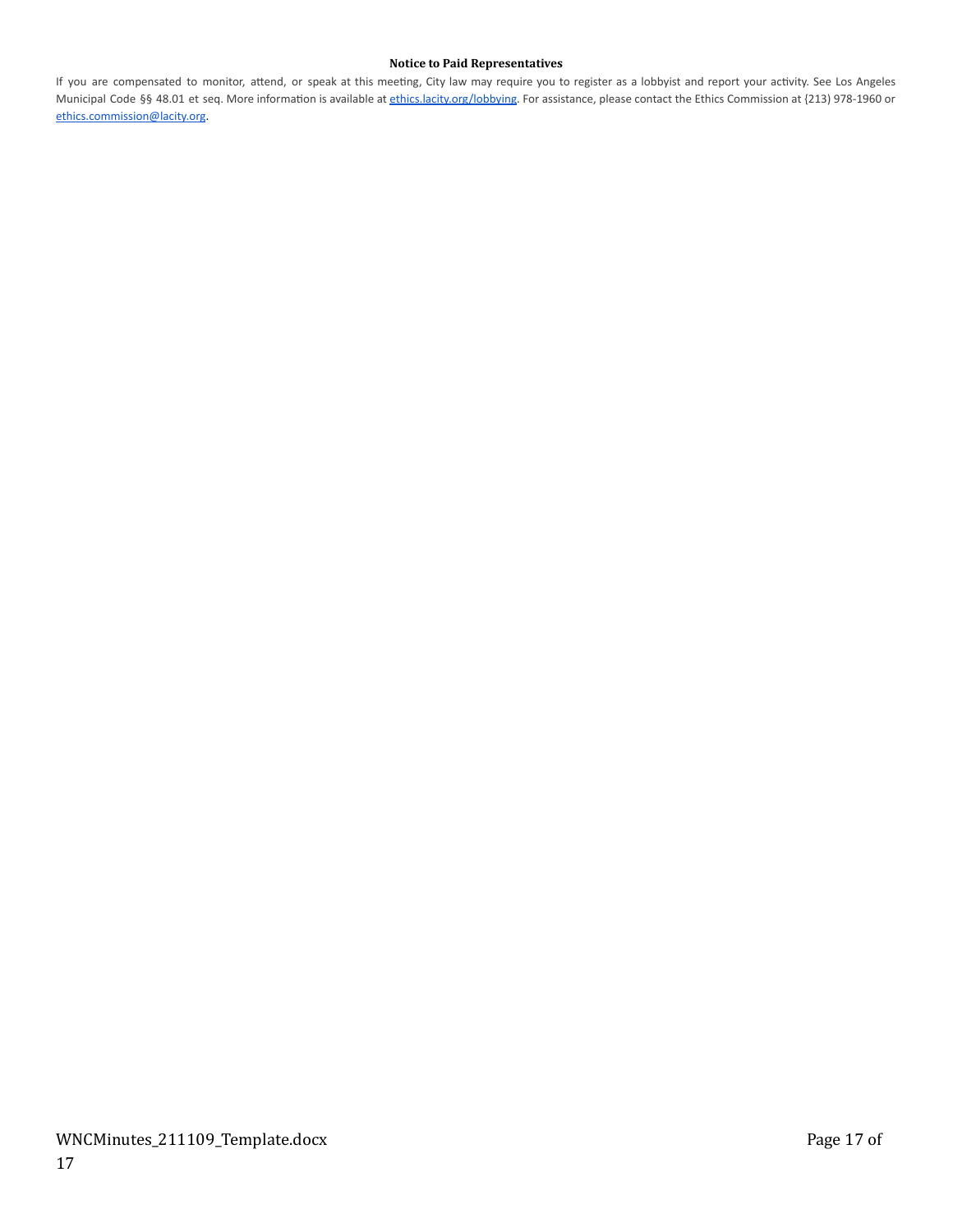**Notice to Paid Representatives**

If you are compensated to monitor, attend, or speak at this meeting, City law may require you to register as a lobbyist and report your activity. See Los Angeles Municipal Code §§ 48.01 et seq. More information is available at [ethics.lacity.org/lobbying](ethics.lacity.org/lobbying). For assistance, please contact the Ethics Commission at (213) 978-1960 or [ethics.commission@lacity.org](mailto:ethics.commission@lacity.org).